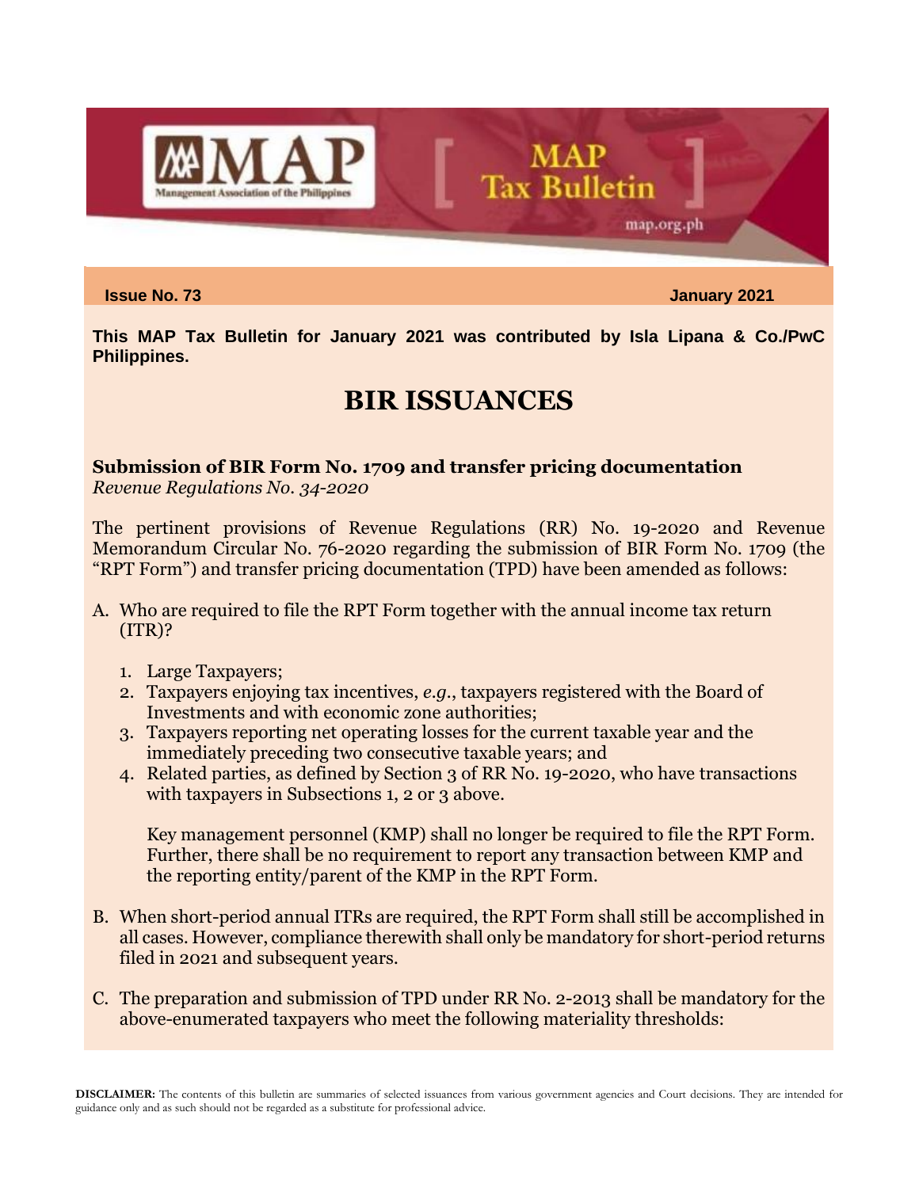# MAP Tax Bulletin

**Issue No. 73** **January 2021**

**This MAP Tax Bulletin for January 2021 was contributed by Isla Lipana & Co./PwC Philippines.**

## BIR ISSUANCES

### Submission of BIR Form No. 1709 and transfer pricing documentation

*Revenue Regulations No. 34-2020*

The pertinent provisions of Revenue Regulations (RR) No. 19-2020 and Revenue Memorandum Circular No. 76-2020 regarding the submission of BIR Form No. 1709 (the "RPT Form") and transfer pricing documentation (TPD) have been amended as follows:

A. Who are required to file the RPT Form together with the annual income tax return (ITR)?

   1. Large Taxpayers;
   2. Taxpayers enjoying tax incentives, *e.g.*, taxpayers registered with the Board of Investments and with economic zone authorities;
   3. Taxpayers reporting net operating losses for the current taxable year and the immediately preceding two consecutive taxable years; and
   4. Related parties, as defined by Section 3 of RR No. 19-2020, who have transactions with taxpayers in Subsections 1, 2 or 3 above.

   Key management personnel (KMP) shall no longer be required to file the RPT Form. Further, there shall be no requirement to report any transaction between KMP and the reporting entity/parent of the KMP in the RPT Form.

B. When short-period annual ITRs are required, the RPT Form shall still be accomplished in all cases. However, compliance therewith shall only be mandatory for short-period returns filed in 2021 and subsequent years.

C. The preparation and submission of TPD under RR No. 2-2013 shall be mandatory for the above-enumerated taxpayers who meet the following materiality thresholds:

**DISCLAIMER:** The contents of this bulletin are summaries of selected issuances from various government agencies and Court decisions. They are intended for guidance only and as such should not be regarded as a substitute for professional advice.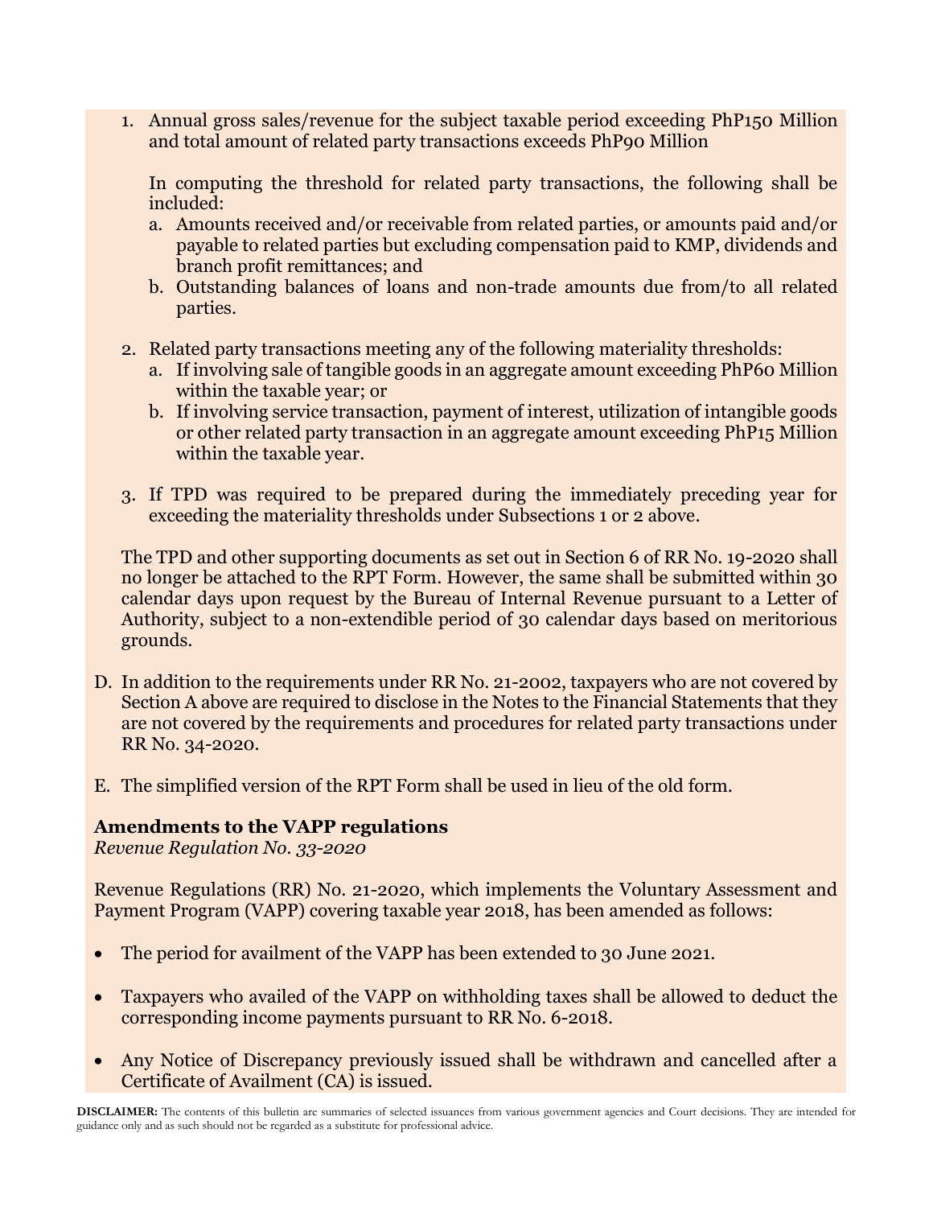1. Annual gross sales/revenue for the subject taxable period exceeding PhP150 Million and total amount of related party transactions exceeds PhP90 Million

   In computing the threshold for related party transactions, the following shall be included:
   a. Amounts received and/or receivable from related parties, or amounts paid and/or payable to related parties but excluding compensation paid to KMP, dividends and branch profit remittances; and
   b. Outstanding balances of loans and non-trade amounts due from/to all related parties.

2. Related party transactions meeting any of the following materiality thresholds:
   a. If involving sale of tangible goods in an aggregate amount exceeding PhP60 Million within the taxable year; or
   b. If involving service transaction, payment of interest, utilization of intangible goods or other related party transaction in an aggregate amount exceeding PhP15 Million within the taxable year.

3. If TPD was required to be prepared during the immediately preceding year for exceeding the materiality thresholds under Subsections 1 or 2 above.

The TPD and other supporting documents as set out in Section 6 of RR No. 19-2020 shall no longer be attached to the RPT Form. However, the same shall be submitted within 30 calendar days upon request by the Bureau of Internal Revenue pursuant to a Letter of Authority, subject to a non-extendible period of 30 calendar days based on meritorious grounds.

D. In addition to the requirements under RR No. 21-2002, taxpayers who are not covered by Section A above are required to disclose in the Notes to the Financial Statements that they are not covered by the requirements and procedures for related party transactions under RR No. 34-2020.

E. The simplified version of the RPT Form shall be used in lieu of the old form.

**Amendments to the VAPP regulations**
*Revenue Regulation No. 33-2020*

Revenue Regulations (RR) No. 21-2020, which implements the Voluntary Assessment and Payment Program (VAPP) covering taxable year 2018, has been amended as follows:

- The period for availment of the VAPP has been extended to 30 June 2021.
- Taxpayers who availed of the VAPP on withholding taxes shall be allowed to deduct the corresponding income payments pursuant to RR No. 6-2018.
- Any Notice of Discrepancy previously issued shall be withdrawn and cancelled after a Certificate of Availment (CA) is issued.

**DISCLAIMER:** The contents of this bulletin are summaries of selected issuances from various government agencies and Court decisions. They are intended for guidance only and as such should not be regarded as a substitute for professional advice.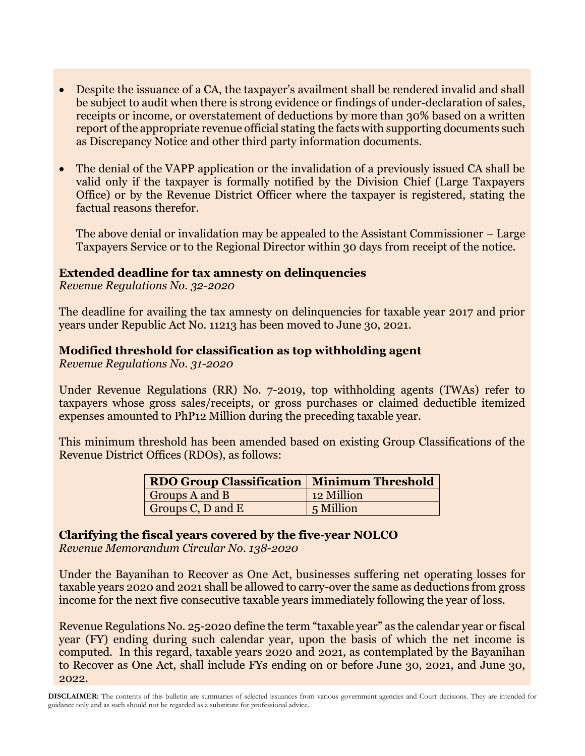- Despite the issuance of a CA, the taxpayer's availment shall be rendered invalid and shall be subject to audit when there is strong evidence or findings of under-declaration of sales, receipts or income, or overstatement of deductions by more than 30% based on a written report of the appropriate revenue official stating the facts with supporting documents such as Discrepancy Notice and other third party information documents.

- The denial of the VAPP application or the invalidation of a previously issued CA shall be valid only if the taxpayer is formally notified by the Division Chief (Large Taxpayers Office) or by the Revenue District Officer where the taxpayer is registered, stating the factual reasons therefor.

  The above denial or invalidation may be appealed to the Assistant Commissioner – Large Taxpayers Service or to the Regional Director within 30 days from receipt of the notice.

**Extended deadline for tax amnesty on delinquencies**
*Revenue Regulations No. 32-2020*

The deadline for availing the tax amnesty on delinquencies for taxable year 2017 and prior years under Republic Act No. 11213 has been moved to June 30, 2021.

**Modified threshold for classification as top withholding agent**
*Revenue Regulations No. 31-2020*

Under Revenue Regulations (RR) No. 7-2019, top withholding agents (TWAs) refer to taxpayers whose gross sales/receipts, or gross purchases or claimed deductible itemized expenses amounted to PhP12 Million during the preceding taxable year.

This minimum threshold has been amended based on existing Group Classifications of the Revenue District Offices (RDOs), as follows:

| RDO Group Classification | Minimum Threshold |
| --- | --- |
| Groups A and B | 12 Million |
| Groups C, D and E | 5 Million |

**Clarifying the fiscal years covered by the five-year NOLCO**
*Revenue Memorandum Circular No. 138-2020*

Under the Bayanihan to Recover as One Act, businesses suffering net operating losses for taxable years 2020 and 2021 shall be allowed to carry-over the same as deductions from gross income for the next five consecutive taxable years immediately following the year of loss.

Revenue Regulations No. 25-2020 define the term "taxable year" as the calendar year or fiscal year (FY) ending during such calendar year, upon the basis of which the net income is computed. In this regard, taxable years 2020 and 2021, as contemplated by the Bayanihan to Recover as One Act, shall include FYs ending on or before June 30, 2021, and June 30, 2022.

**DISCLAIMER:** The contents of this bulletin are summaries of selected issuances from various government agencies and Court decisions. They are intended for guidance only and as such should not be regarded as a substitute for professional advice.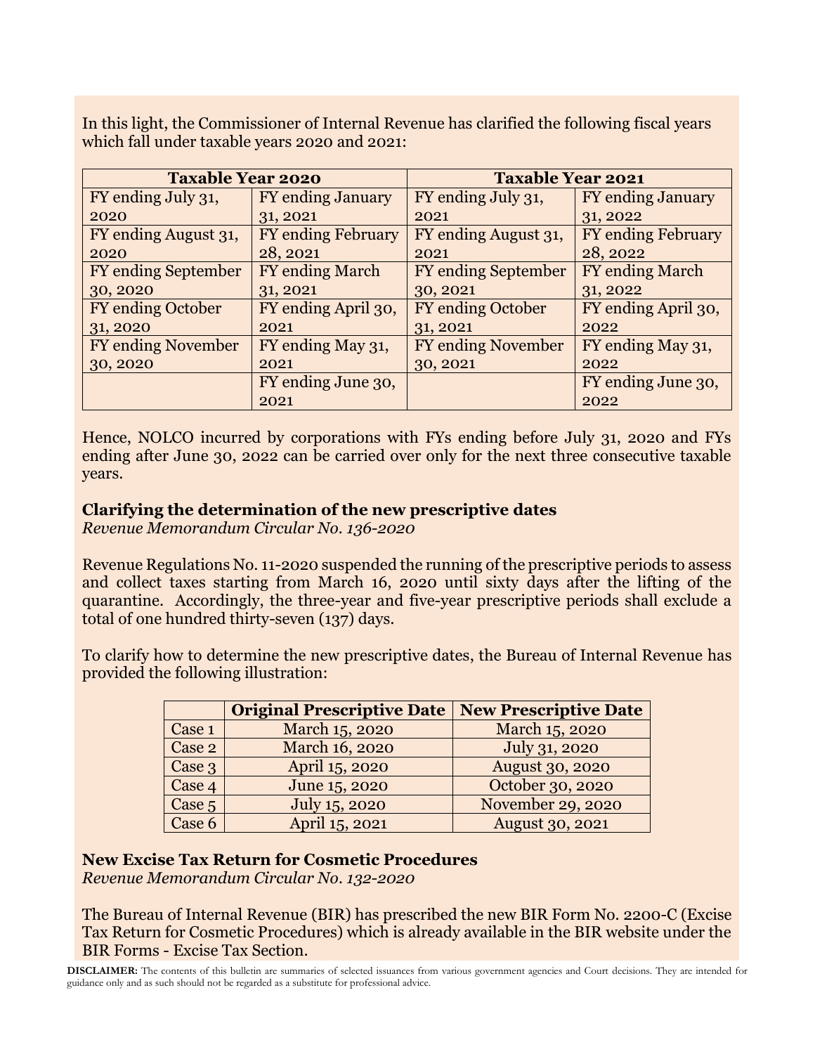In this light, the Commissioner of Internal Revenue has clarified the following fiscal years which fall under taxable years 2020 and 2021:

| Taxable Year 2020 | | Taxable Year 2021 | |
|---|---|---|---|
| FY ending July 31, 2020 | FY ending January 31, 2021 | FY ending July 31, 2021 | FY ending January 31, 2022 |
| FY ending August 31, 2020 | FY ending February 28, 2021 | FY ending August 31, 2021 | FY ending February 28, 2022 |
| FY ending September 30, 2020 | FY ending March 31, 2021 | FY ending September 30, 2021 | FY ending March 31, 2022 |
| FY ending October 31, 2020 | FY ending April 30, 2021 | FY ending October 31, 2021 | FY ending April 30, 2022 |
| FY ending November 30, 2020 | FY ending May 31, 2021 | FY ending November 30, 2021 | FY ending May 31, 2022 |
| | FY ending June 30, 2021 | | FY ending June 30, 2022 |

Hence, NOLCO incurred by corporations with FYs ending before July 31, 2020 and FYs ending after June 30, 2022 can be carried over only for the next three consecutive taxable years.

**Clarifying the determination of the new prescriptive dates**
*Revenue Memorandum Circular No. 136-2020*

Revenue Regulations No. 11-2020 suspended the running of the prescriptive periods to assess and collect taxes starting from March 16, 2020 until sixty days after the lifting of the quarantine. Accordingly, the three-year and five-year prescriptive periods shall exclude a total of one hundred thirty-seven (137) days.

To clarify how to determine the new prescriptive dates, the Bureau of Internal Revenue has provided the following illustration:

| | Original Prescriptive Date | New Prescriptive Date |
|---|---|---|
| Case 1 | March 15, 2020 | March 15, 2020 |
| Case 2 | March 16, 2020 | July 31, 2020 |
| Case 3 | April 15, 2020 | August 30, 2020 |
| Case 4 | June 15, 2020 | October 30, 2020 |
| Case 5 | July 15, 2020 | November 29, 2020 |
| Case 6 | April 15, 2021 | August 30, 2021 |

**New Excise Tax Return for Cosmetic Procedures**
*Revenue Memorandum Circular No. 132-2020*

The Bureau of Internal Revenue (BIR) has prescribed the new BIR Form No. 2200-C (Excise Tax Return for Cosmetic Procedures) which is already available in the BIR website under the BIR Forms - Excise Tax Section.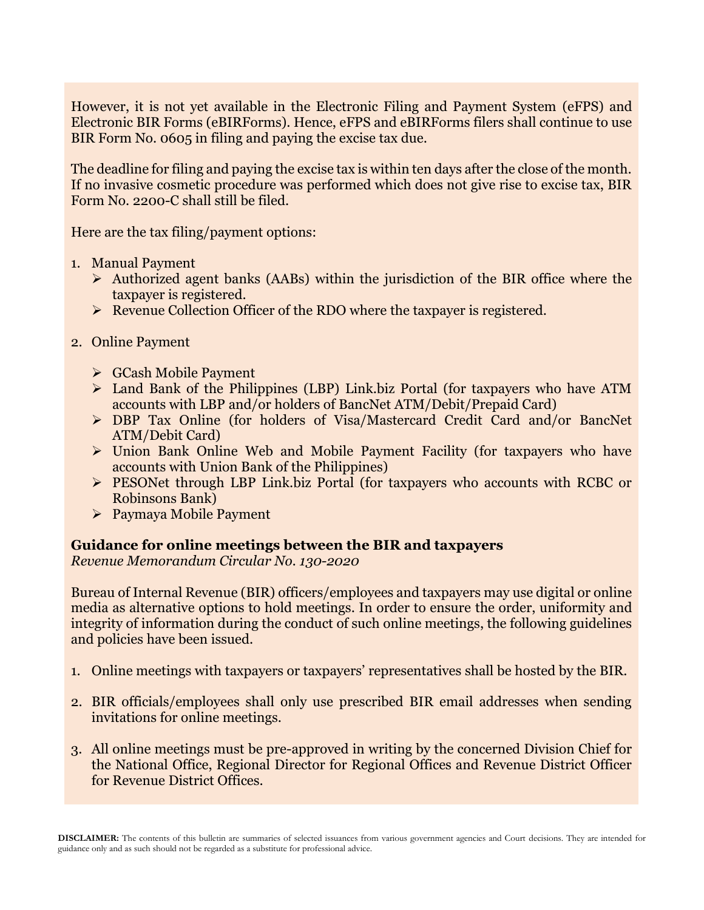However, it is not yet available in the Electronic Filing and Payment System (eFPS) and Electronic BIR Forms (eBIRForms). Hence, eFPS and eBIRForms filers shall continue to use BIR Form No. 0605 in filing and paying the excise tax due.

The deadline for filing and paying the excise tax is within ten days after the close of the month. If no invasive cosmetic procedure was performed which does not give rise to excise tax, BIR Form No. 2200-C shall still be filed.

Here are the tax filing/payment options:

1. Manual Payment
   - Authorized agent banks (AABs) within the jurisdiction of the BIR office where the taxpayer is registered.
   - Revenue Collection Officer of the RDO where the taxpayer is registered.

2. Online Payment
   - GCash Mobile Payment
   - Land Bank of the Philippines (LBP) Link.biz Portal (for taxpayers who have ATM accounts with LBP and/or holders of BancNet ATM/Debit/Prepaid Card)
   - DBP Tax Online (for holders of Visa/Mastercard Credit Card and/or BancNet ATM/Debit Card)
   - Union Bank Online Web and Mobile Payment Facility (for taxpayers who have accounts with Union Bank of the Philippines)
   - PESONet through LBP Link.biz Portal (for taxpayers who accounts with RCBC or Robinsons Bank)
   - Paymaya Mobile Payment

**Guidance for online meetings between the BIR and taxpayers**
*Revenue Memorandum Circular No. 130-2020*

Bureau of Internal Revenue (BIR) officers/employees and taxpayers may use digital or online media as alternative options to hold meetings. In order to ensure the order, uniformity and integrity of information during the conduct of such online meetings, the following guidelines and policies have been issued.

1. Online meetings with taxpayers or taxpayers' representatives shall be hosted by the BIR.

2. BIR officials/employees shall only use prescribed BIR email addresses when sending invitations for online meetings.

3. All online meetings must be pre-approved in writing by the concerned Division Chief for the National Office, Regional Director for Regional Offices and Revenue District Officer for Revenue District Offices.

**DISCLAIMER:** The contents of this bulletin are summaries of selected issuances from various government agencies and Court decisions. They are intended for guidance only and as such should not be regarded as a substitute for professional advice.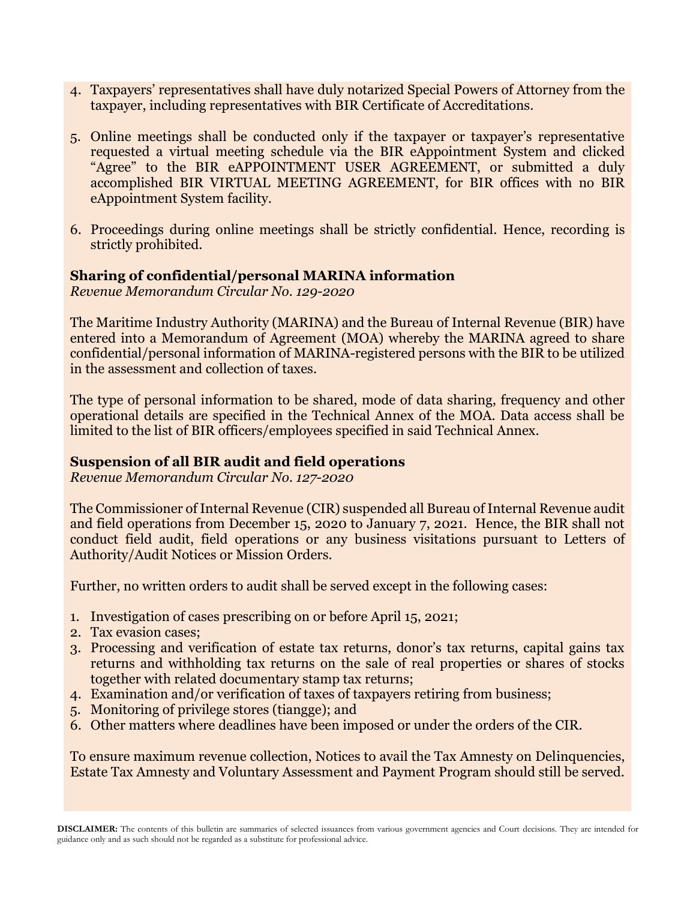4. Taxpayers' representatives shall have duly notarized Special Powers of Attorney from the taxpayer, including representatives with BIR Certificate of Accreditations.

5. Online meetings shall be conducted only if the taxpayer or taxpayer's representative requested a virtual meeting schedule via the BIR eAppointment System and clicked "Agree" to the BIR eAPPOINTMENT USER AGREEMENT, or submitted a duly accomplished BIR VIRTUAL MEETING AGREEMENT, for BIR offices with no BIR eAppointment System facility.

6. Proceedings during online meetings shall be strictly confidential. Hence, recording is strictly prohibited.

**Sharing of confidential/personal MARINA information**
*Revenue Memorandum Circular No. 129-2020*

The Maritime Industry Authority (MARINA) and the Bureau of Internal Revenue (BIR) have entered into a Memorandum of Agreement (MOA) whereby the MARINA agreed to share confidential/personal information of MARINA-registered persons with the BIR to be utilized in the assessment and collection of taxes.

The type of personal information to be shared, mode of data sharing, frequency and other operational details are specified in the Technical Annex of the MOA. Data access shall be limited to the list of BIR officers/employees specified in said Technical Annex.

**Suspension of all BIR audit and field operations**
*Revenue Memorandum Circular No. 127-2020*

The Commissioner of Internal Revenue (CIR) suspended all Bureau of Internal Revenue audit and field operations from December 15, 2020 to January 7, 2021. Hence, the BIR shall not conduct field audit, field operations or any business visitations pursuant to Letters of Authority/Audit Notices or Mission Orders.

Further, no written orders to audit shall be served except in the following cases:

1. Investigation of cases prescribing on or before April 15, 2021;
2. Tax evasion cases;
3. Processing and verification of estate tax returns, donor's tax returns, capital gains tax returns and withholding tax returns on the sale of real properties or shares of stocks together with related documentary stamp tax returns;
4. Examination and/or verification of taxes of taxpayers retiring from business;
5. Monitoring of privilege stores (tiangge); and
6. Other matters where deadlines have been imposed or under the orders of the CIR.

To ensure maximum revenue collection, Notices to avail the Tax Amnesty on Delinquencies, Estate Tax Amnesty and Voluntary Assessment and Payment Program should still be served.

**DISCLAIMER:** The contents of this bulletin are summaries of selected issuances from various government agencies and Court decisions. They are intended for guidance only and as such should not be regarded as a substitute for professional advice.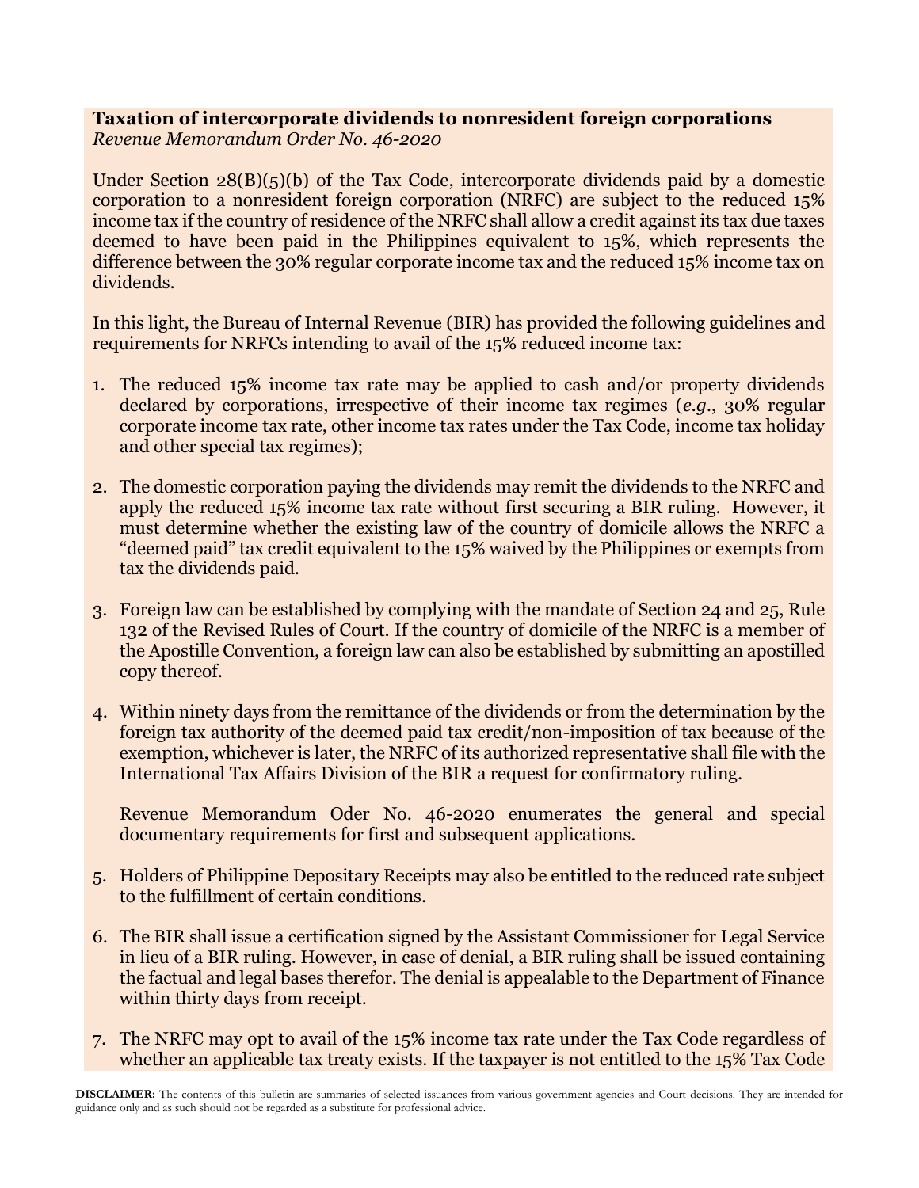**Taxation of intercorporate dividends to nonresident foreign corporations**
*Revenue Memorandum Order No. 46-2020*

Under Section 28(B)(5)(b) of the Tax Code, intercorporate dividends paid by a domestic corporation to a nonresident foreign corporation (NRFC) are subject to the reduced 15% income tax if the country of residence of the NRFC shall allow a credit against its tax due taxes deemed to have been paid in the Philippines equivalent to 15%, which represents the difference between the 30% regular corporate income tax and the reduced 15% income tax on dividends.

In this light, the Bureau of Internal Revenue (BIR) has provided the following guidelines and requirements for NRFCs intending to avail of the 15% reduced income tax:

1. The reduced 15% income tax rate may be applied to cash and/or property dividends declared by corporations, irrespective of their income tax regimes (*e.g.*, 30% regular corporate income tax rate, other income tax rates under the Tax Code, income tax holiday and other special tax regimes);

2. The domestic corporation paying the dividends may remit the dividends to the NRFC and apply the reduced 15% income tax rate without first securing a BIR ruling. However, it must determine whether the existing law of the country of domicile allows the NRFC a "deemed paid" tax credit equivalent to the 15% waived by the Philippines or exempts from tax the dividends paid.

3. Foreign law can be established by complying with the mandate of Section 24 and 25, Rule 132 of the Revised Rules of Court. If the country of domicile of the NRFC is a member of the Apostille Convention, a foreign law can also be established by submitting an apostilled copy thereof.

4. Within ninety days from the remittance of the dividends or from the determination by the foreign tax authority of the deemed paid tax credit/non-imposition of tax because of the exemption, whichever is later, the NRFC of its authorized representative shall file with the International Tax Affairs Division of the BIR a request for confirmatory ruling.

   Revenue Memorandum Oder No. 46-2020 enumerates the general and special documentary requirements for first and subsequent applications.

5. Holders of Philippine Depositary Receipts may also be entitled to the reduced rate subject to the fulfillment of certain conditions.

6. The BIR shall issue a certification signed by the Assistant Commissioner for Legal Service in lieu of a BIR ruling. However, in case of denial, a BIR ruling shall be issued containing the factual and legal bases therefor. The denial is appealable to the Department of Finance within thirty days from receipt.

7. The NRFC may opt to avail of the 15% income tax rate under the Tax Code regardless of whether an applicable tax treaty exists. If the taxpayer is not entitled to the 15% Tax Code

**DISCLAIMER:** The contents of this bulletin are summaries of selected issuances from various government agencies and Court decisions. They are intended for guidance only and as such should not be regarded as a substitute for professional advice.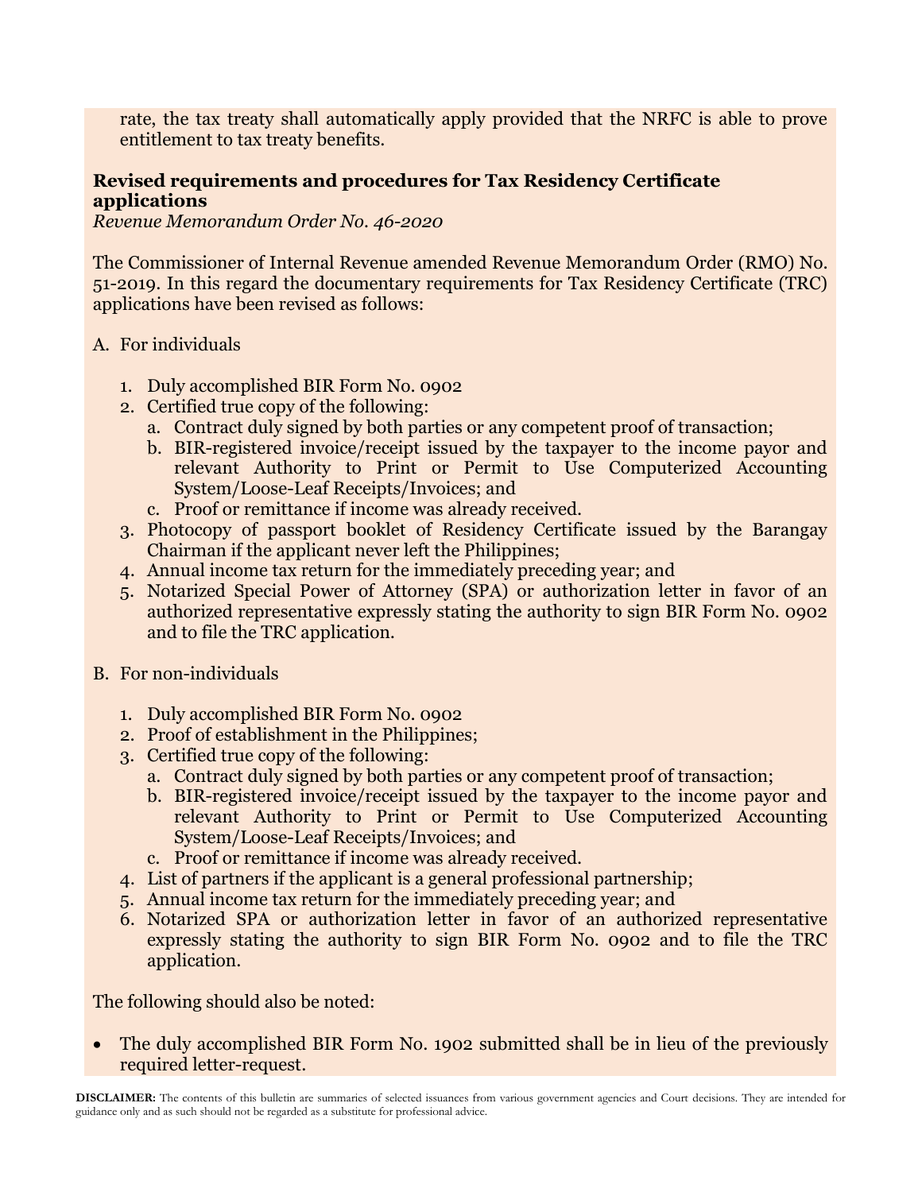rate, the tax treaty shall automatically apply provided that the NRFC is able to prove entitlement to tax treaty benefits.

**Revised requirements and procedures for Tax Residency Certificate applications**
*Revenue Memorandum Order No. 46-2020*

The Commissioner of Internal Revenue amended Revenue Memorandum Order (RMO) No. 51-2019. In this regard the documentary requirements for Tax Residency Certificate (TRC) applications have been revised as follows:

A. For individuals

1. Duly accomplished BIR Form No. 0902
2. Certified true copy of the following:
    a. Contract duly signed by both parties or any competent proof of transaction;
    b. BIR-registered invoice/receipt issued by the taxpayer to the income payor and relevant Authority to Print or Permit to Use Computerized Accounting System/Loose-Leaf Receipts/Invoices; and
    c. Proof or remittance if income was already received.
3. Photocopy of passport booklet of Residency Certificate issued by the Barangay Chairman if the applicant never left the Philippines;
4. Annual income tax return for the immediately preceding year; and
5. Notarized Special Power of Attorney (SPA) or authorization letter in favor of an authorized representative expressly stating the authority to sign BIR Form No. 0902 and to file the TRC application.

B. For non-individuals

1. Duly accomplished BIR Form No. 0902
2. Proof of establishment in the Philippines;
3. Certified true copy of the following:
    a. Contract duly signed by both parties or any competent proof of transaction;
    b. BIR-registered invoice/receipt issued by the taxpayer to the income payor and relevant Authority to Print or Permit to Use Computerized Accounting System/Loose-Leaf Receipts/Invoices; and
    c. Proof or remittance if income was already received.
4. List of partners if the applicant is a general professional partnership;
5. Annual income tax return for the immediately preceding year; and
6. Notarized SPA or authorization letter in favor of an authorized representative expressly stating the authority to sign BIR Form No. 0902 and to file the TRC application.

The following should also be noted:

- The duly accomplished BIR Form No. 1902 submitted shall be in lieu of the previously required letter-request.

**DISCLAIMER:** The contents of this bulletin are summaries of selected issuances from various government agencies and Court decisions. They are intended for guidance only and as such should not be regarded as a substitute for professional advice.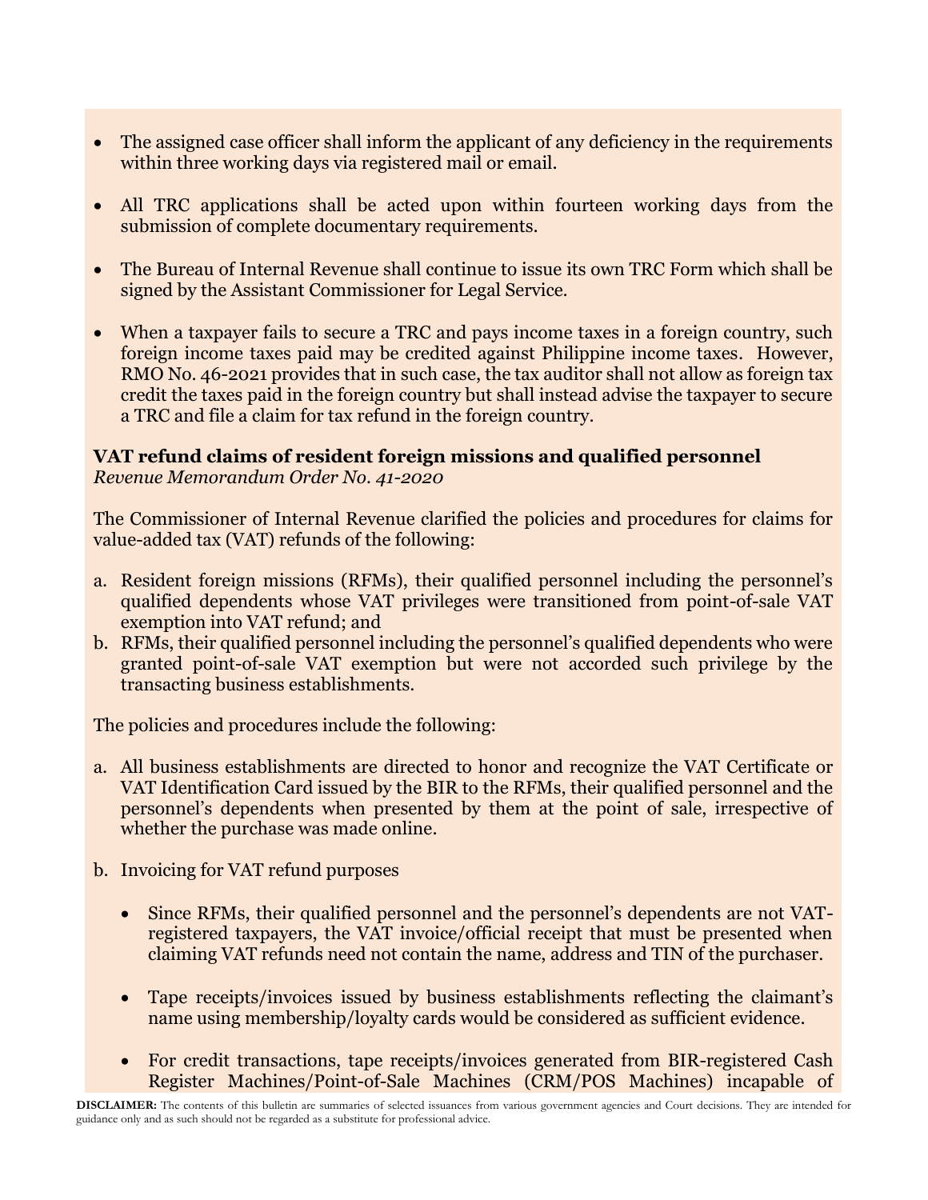- The assigned case officer shall inform the applicant of any deficiency in the requirements within three working days via registered mail or email.

- All TRC applications shall be acted upon within fourteen working days from the submission of complete documentary requirements.

- The Bureau of Internal Revenue shall continue to issue its own TRC Form which shall be signed by the Assistant Commissioner for Legal Service.

- When a taxpayer fails to secure a TRC and pays income taxes in a foreign country, such foreign income taxes paid may be credited against Philippine income taxes. However, RMO No. 46-2021 provides that in such case, the tax auditor shall not allow as foreign tax credit the taxes paid in the foreign country but shall instead advise the taxpayer to secure a TRC and file a claim for tax refund in the foreign country.

**VAT refund claims of resident foreign missions and qualified personnel**
*Revenue Memorandum Order No. 41-2020*

The Commissioner of Internal Revenue clarified the policies and procedures for claims for value-added tax (VAT) refunds of the following:

a. Resident foreign missions (RFMs), their qualified personnel including the personnel's qualified dependents whose VAT privileges were transitioned from point-of-sale VAT exemption into VAT refund; and
b. RFMs, their qualified personnel including the personnel's qualified dependents who were granted point-of-sale VAT exemption but were not accorded such privilege by the transacting business establishments.

The policies and procedures include the following:

a. All business establishments are directed to honor and recognize the VAT Certificate or VAT Identification Card issued by the BIR to the RFMs, their qualified personnel and the personnel's dependents when presented by them at the point of sale, irrespective of whether the purchase was made online.

b. Invoicing for VAT refund purposes

   - Since RFMs, their qualified personnel and the personnel's dependents are not VAT-registered taxpayers, the VAT invoice/official receipt that must be presented when claiming VAT refunds need not contain the name, address and TIN of the purchaser.

   - Tape receipts/invoices issued by business establishments reflecting the claimant's name using membership/loyalty cards would be considered as sufficient evidence.

   - For credit transactions, tape receipts/invoices generated from BIR-registered Cash Register Machines/Point-of-Sale Machines (CRM/POS Machines) incapable of

**DISCLAIMER:** The contents of this bulletin are summaries of selected issuances from various government agencies and Court decisions. They are intended for guidance only and as such should not be regarded as a substitute for professional advice.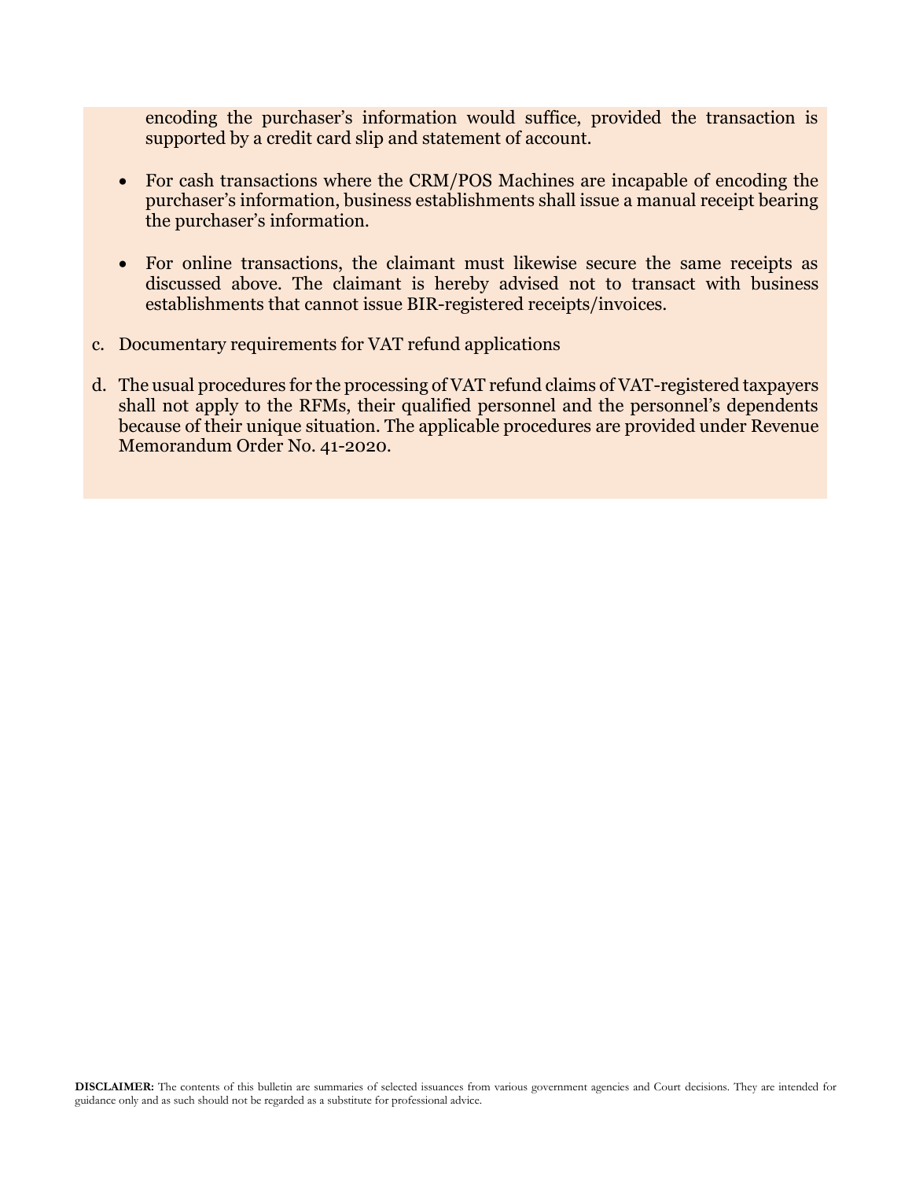encoding the purchaser's information would suffice, provided the transaction is supported by a credit card slip and statement of account.

- For cash transactions where the CRM/POS Machines are incapable of encoding the purchaser's information, business establishments shall issue a manual receipt bearing the purchaser's information.

- For online transactions, the claimant must likewise secure the same receipts as discussed above. The claimant is hereby advised not to transact with business establishments that cannot issue BIR-registered receipts/invoices.

c. Documentary requirements for VAT refund applications

d. The usual procedures for the processing of VAT refund claims of VAT-registered taxpayers shall not apply to the RFMs, their qualified personnel and the personnel's dependents because of their unique situation. The applicable procedures are provided under Revenue Memorandum Order No. 41-2020.

**DISCLAIMER:** The contents of this bulletin are summaries of selected issuances from various government agencies and Court decisions. They are intended for guidance only and as such should not be regarded as a substitute for professional advice.